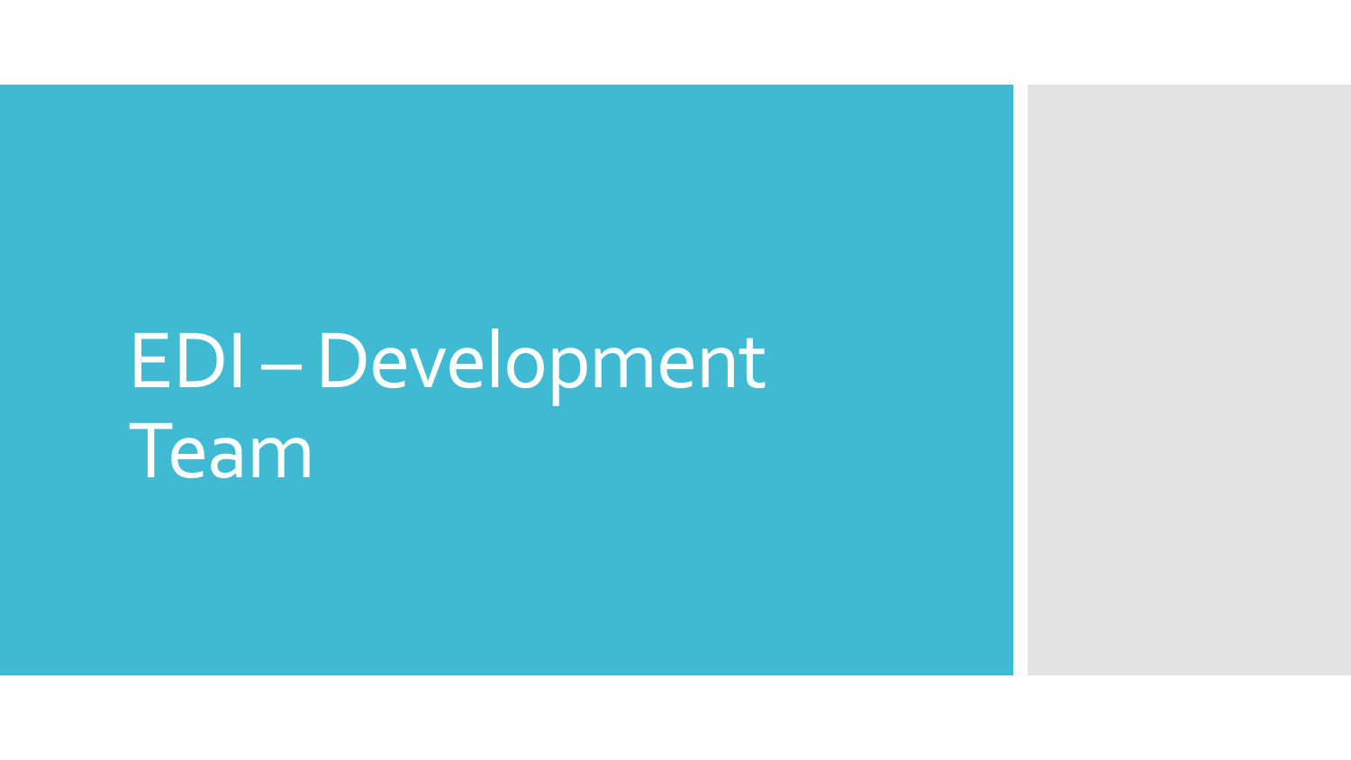# EDI – Development Team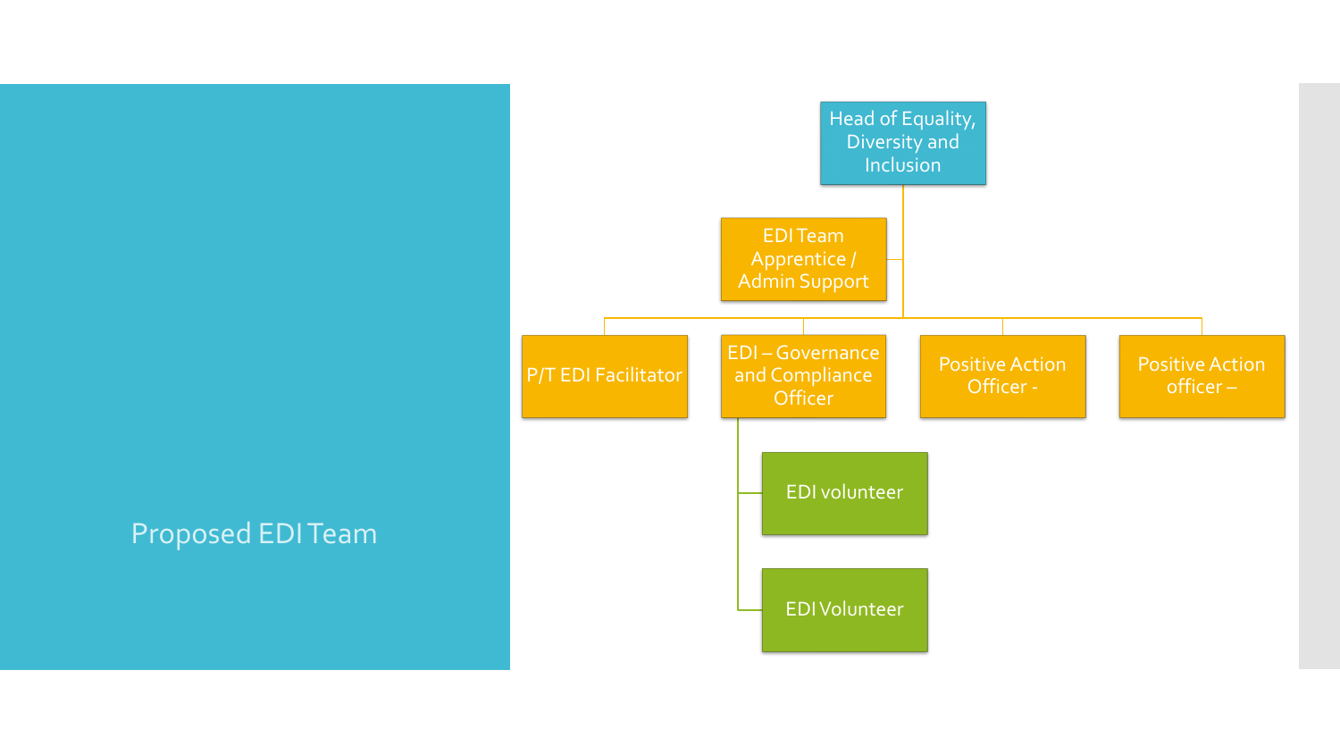# Proposed EDI Team

- Head of Equality, Diversity and Inclusion
  - EDI Team Apprentice / Admin Support
  - P/T EDI Facilitator
  - EDI – Governance and Compliance Officer
    - EDI volunteer
    - EDI Volunteer
  - Positive Action Officer -
  - Positive Action officer –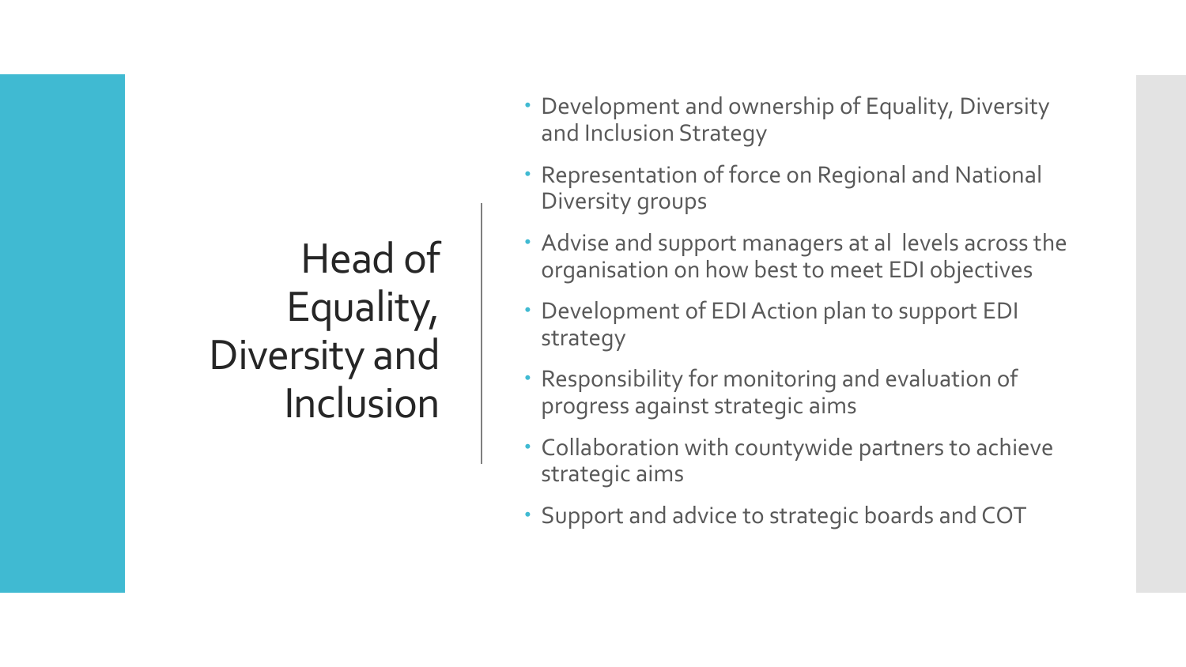# Head of Equality, Diversity and Inclusion

- Development and ownership of Equality, Diversity and Inclusion Strategy
- Representation of force on Regional and National Diversity groups
- Advise and support managers at al levels across the organisation on how best to meet EDI objectives
- Development of EDI Action plan to support EDI strategy
- Responsibility for monitoring and evaluation of progress against strategic aims
- Collaboration with countywide partners to achieve strategic aims
- Support and advice to strategic boards and COT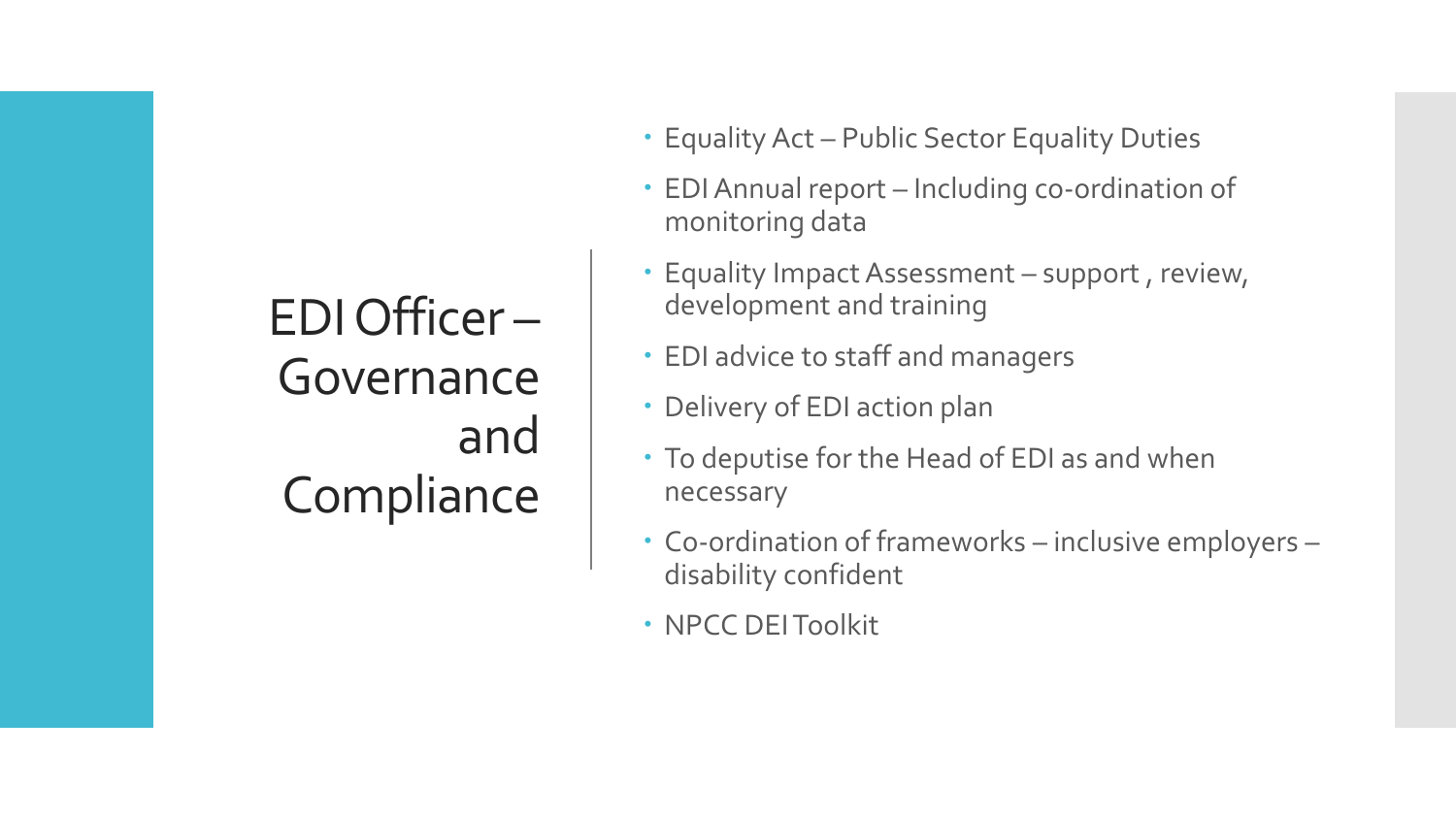# EDI Officer – Governance and Compliance

- Equality Act – Public Sector Equality Duties
- EDI Annual report – Including co-ordination of monitoring data
- Equality Impact Assessment – support , review, development and training
- EDI advice to staff and managers
- Delivery of EDI action plan
- To deputise for the Head of EDI as and when necessary
- Co-ordination of frameworks – inclusive employers – disability confident
- NPCC DEI Toolkit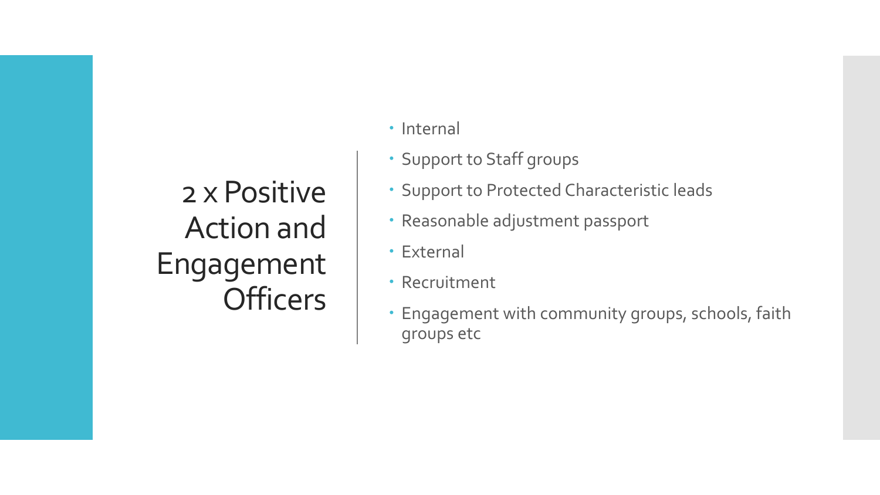# 2 x Positive Action and Engagement Officers

- Internal
- Support to Staff groups
- Support to Protected Characteristic leads
- Reasonable adjustment passport
- External
- Recruitment
- Engagement with community groups, schools, faith groups etc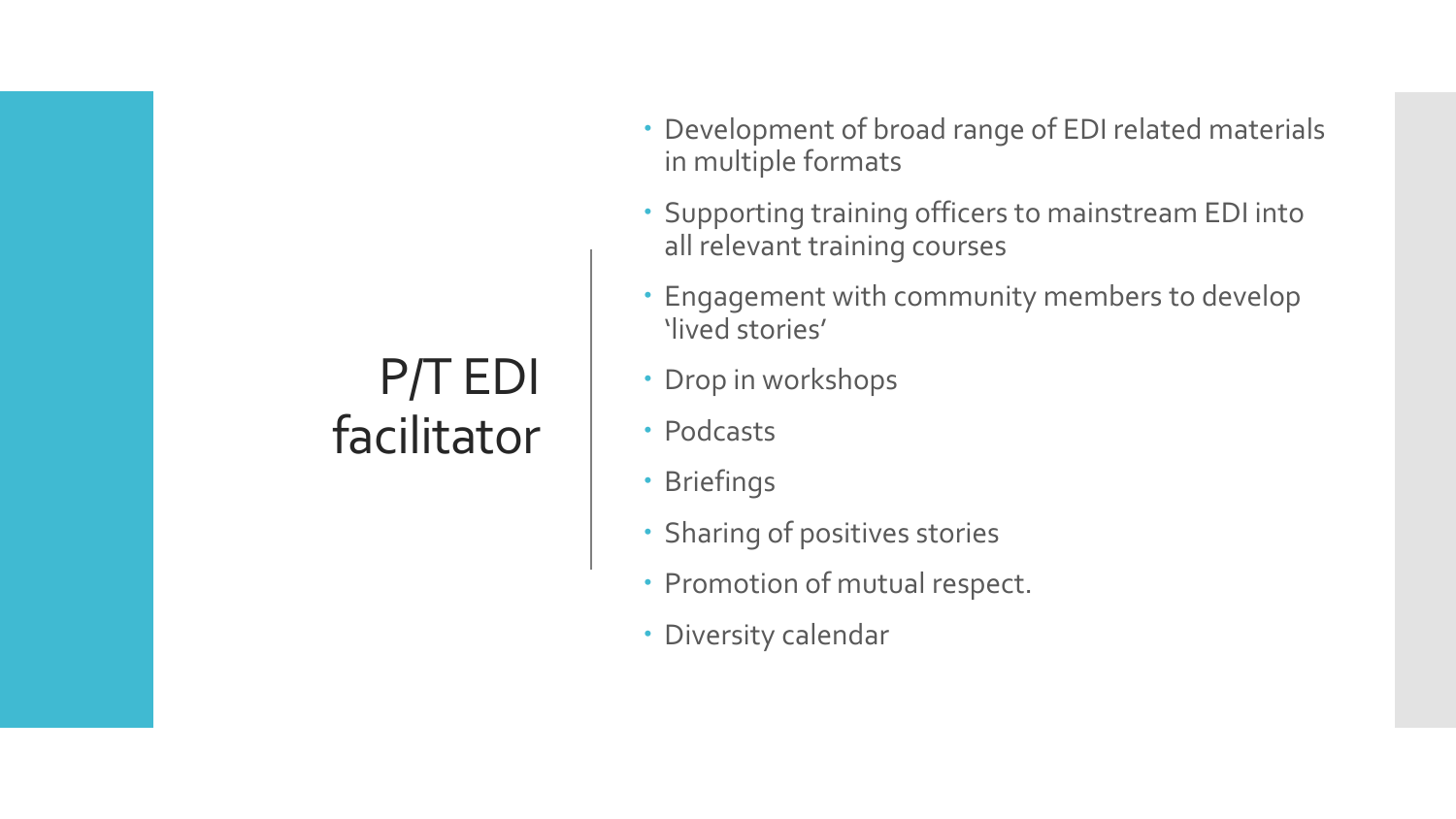# P/T EDI facilitator

- Development of broad range of EDI related materials in multiple formats
- Supporting training officers to mainstream EDI into all relevant training courses
- Engagement with community members to develop 'lived stories'
- Drop in workshops
- Podcasts
- Briefings
- Sharing of positives stories
- Promotion of mutual respect.
- Diversity calendar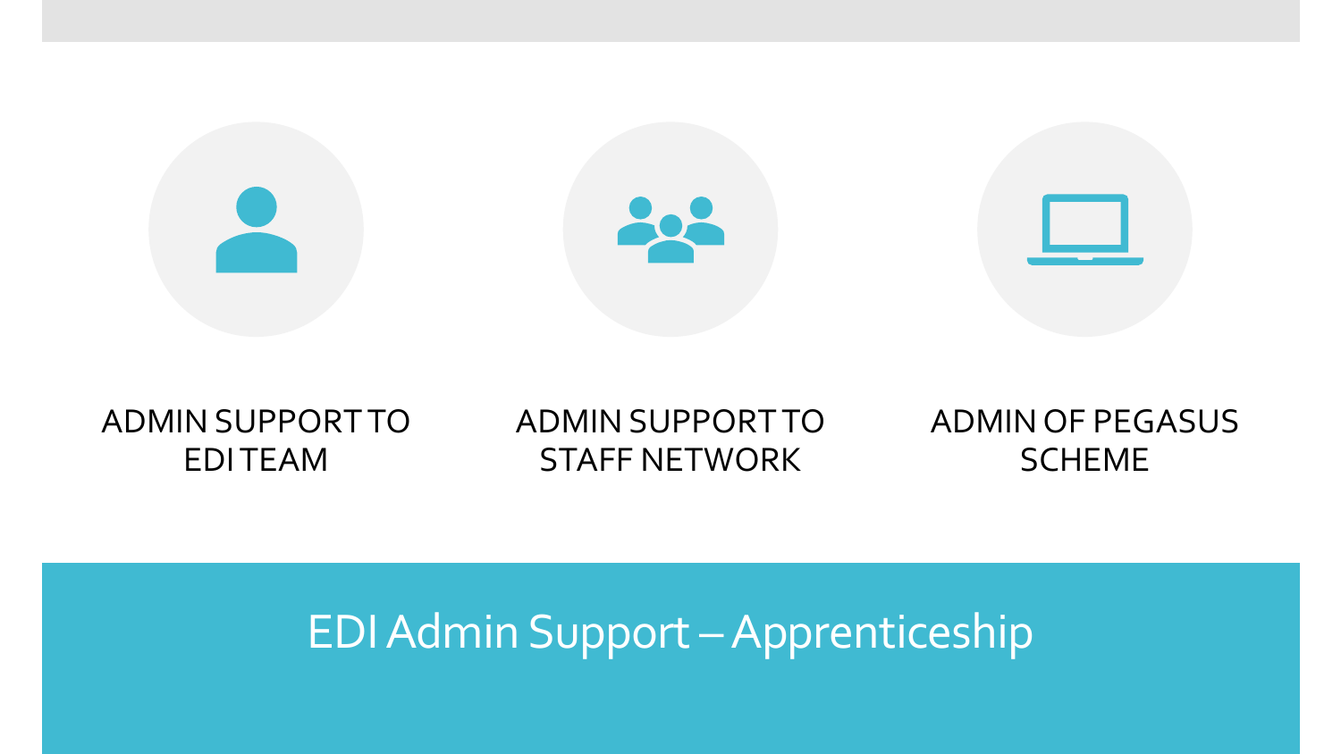ADMIN SUPPORT TO EDI TEAM

ADMIN SUPPORT TO STAFF NETWORK

ADMIN OF PEGASUS SCHEME

# EDI Admin Support – Apprenticeship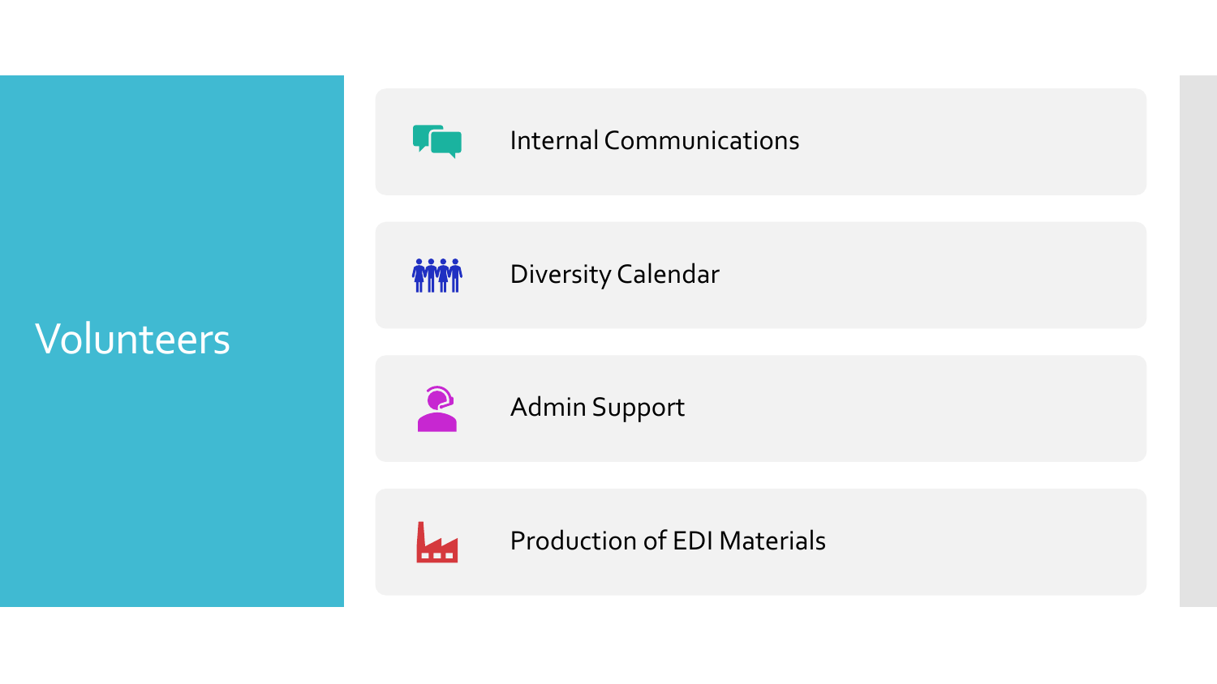# Volunteers

- Internal Communications
- Diversity Calendar
- Admin Support
- Production of EDI Materials